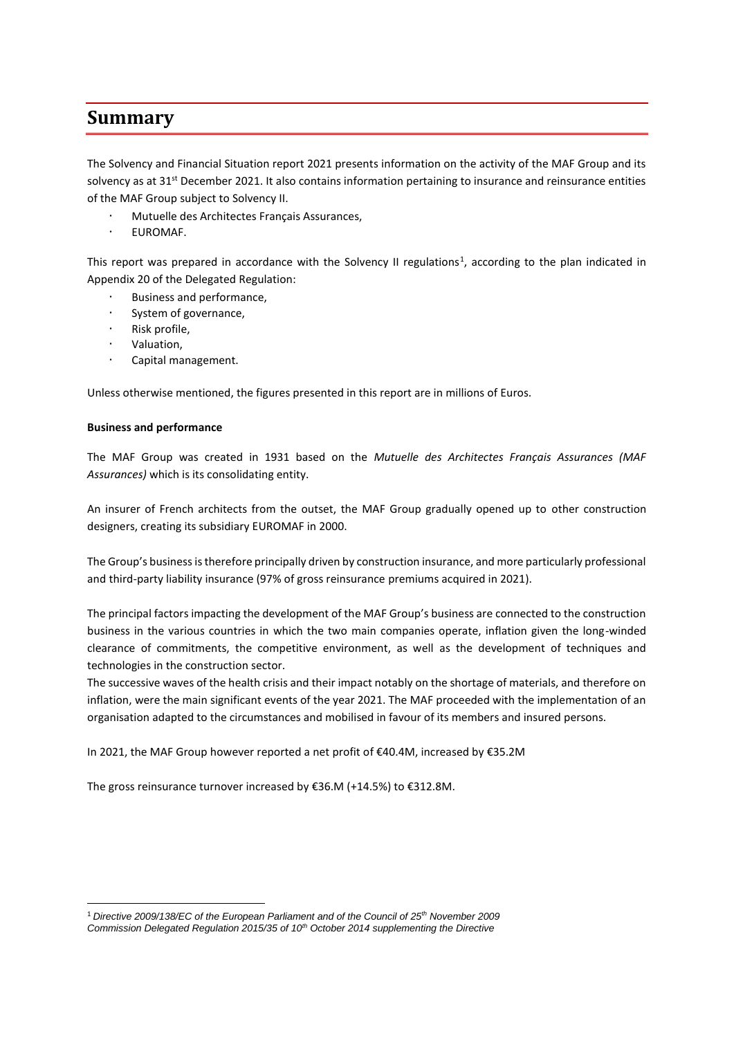# Summary

The Solvency and Financial Situation report 2021 presents information on the activity of the MAF Group and its solvency as at 31st December 2021. It also contains information pertaining to insurance and reinsurance entities of the MAF Group subject to Solvency II.

- Mutuelle des Architectes Français Assurances,
- EUROMAF.

This report was prepared in accordance with the Solvency II regulations[1], according to the plan indicated in Appendix 20 of the Delegated Regulation:

- Business and performance,
- System of governance,
- Risk profile,
- Valuation,
- Capital management.

Unless otherwise mentioned, the figures presented in this report are in millions of Euros.

**Business and performance**

The MAF Group was created in 1931 based on the *Mutuelle des Architectes Français Assurances (MAF Assurances)* which is its consolidating entity.

An insurer of French architects from the outset, the MAF Group gradually opened up to other construction designers, creating its subsidiary EUROMAF in 2000.

The Group's business is therefore principally driven by construction insurance, and more particularly professional and third-party liability insurance (97% of gross reinsurance premiums acquired in 2021).

The principal factors impacting the development of the MAF Group's business are connected to the construction business in the various countries in which the two main companies operate, inflation given the long-winded clearance of commitments, the competitive environment, as well as the development of techniques and technologies in the construction sector.

The successive waves of the health crisis and their impact notably on the shortage of materials, and therefore on inflation, were the main significant events of the year 2021. The MAF proceeded with the implementation of an organisation adapted to the circumstances and mobilised in favour of its members and insured persons.

In 2021, the MAF Group however reported a net profit of €40.4M, increased by €35.2M

The gross reinsurance turnover increased by €36.M (+14.5%) to €312.8M.

[1] *Directive 2009/138/EC of the European Parliament and of the Council of 25th November 2009*
*Commission Delegated Regulation 2015/35 of 10th October 2014 supplementing the Directive*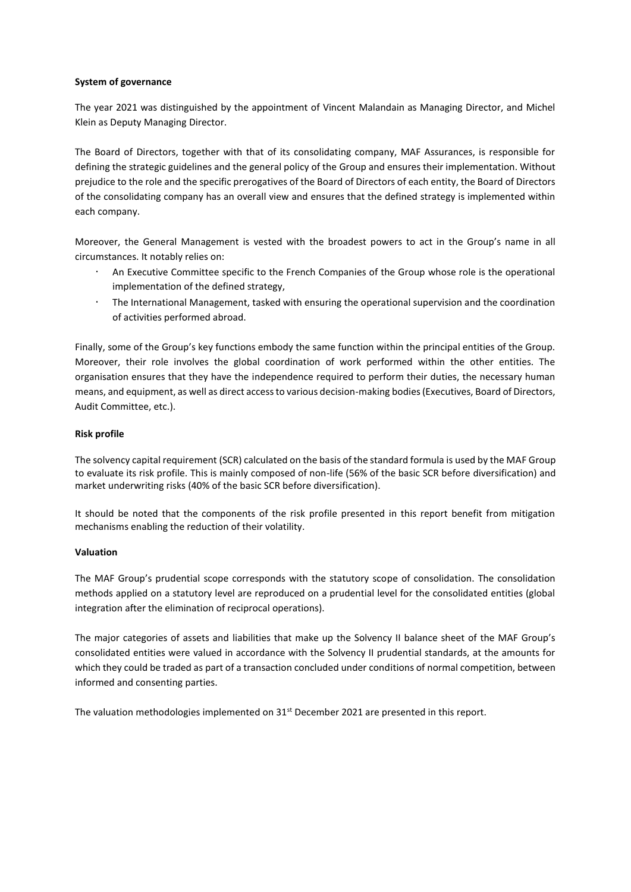**System of governance**

The year 2021 was distinguished by the appointment of Vincent Malandain as Managing Director, and Michel Klein as Deputy Managing Director.

The Board of Directors, together with that of its consolidating company, MAF Assurances, is responsible for defining the strategic guidelines and the general policy of the Group and ensures their implementation. Without prejudice to the role and the specific prerogatives of the Board of Directors of each entity, the Board of Directors of the consolidating company has an overall view and ensures that the defined strategy is implemented within each company.

Moreover, the General Management is vested with the broadest powers to act in the Group's name in all circumstances. It notably relies on:

- An Executive Committee specific to the French Companies of the Group whose role is the operational implementation of the defined strategy,
- The International Management, tasked with ensuring the operational supervision and the coordination of activities performed abroad.

Finally, some of the Group's key functions embody the same function within the principal entities of the Group. Moreover, their role involves the global coordination of work performed within the other entities. The organisation ensures that they have the independence required to perform their duties, the necessary human means, and equipment, as well as direct access to various decision-making bodies (Executives, Board of Directors, Audit Committee, etc.).

**Risk profile**

The solvency capital requirement (SCR) calculated on the basis of the standard formula is used by the MAF Group to evaluate its risk profile. This is mainly composed of non-life (56% of the basic SCR before diversification) and market underwriting risks (40% of the basic SCR before diversification).

It should be noted that the components of the risk profile presented in this report benefit from mitigation mechanisms enabling the reduction of their volatility.

**Valuation**

The MAF Group's prudential scope corresponds with the statutory scope of consolidation. The consolidation methods applied on a statutory level are reproduced on a prudential level for the consolidated entities (global integration after the elimination of reciprocal operations).

The major categories of assets and liabilities that make up the Solvency II balance sheet of the MAF Group's consolidated entities were valued in accordance with the Solvency II prudential standards, at the amounts for which they could be traded as part of a transaction concluded under conditions of normal competition, between informed and consenting parties.

The valuation methodologies implemented on 31st December 2021 are presented in this report.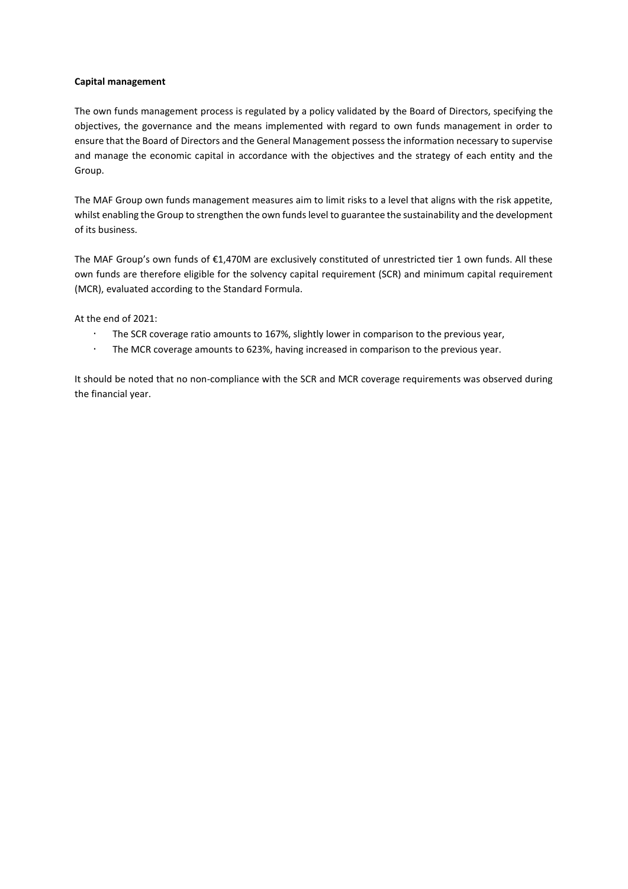**Capital management**

The own funds management process is regulated by a policy validated by the Board of Directors, specifying the objectives, the governance and the means implemented with regard to own funds management in order to ensure that the Board of Directors and the General Management possess the information necessary to supervise and manage the economic capital in accordance with the objectives and the strategy of each entity and the Group.

The MAF Group own funds management measures aim to limit risks to a level that aligns with the risk appetite, whilst enabling the Group to strengthen the own funds level to guarantee the sustainability and the development of its business.

The MAF Group's own funds of €1,470M are exclusively constituted of unrestricted tier 1 own funds. All these own funds are therefore eligible for the solvency capital requirement (SCR) and minimum capital requirement (MCR), evaluated according to the Standard Formula.

At the end of 2021:

- The SCR coverage ratio amounts to 167%, slightly lower in comparison to the previous year,
- The MCR coverage amounts to 623%, having increased in comparison to the previous year.

It should be noted that no non-compliance with the SCR and MCR coverage requirements was observed during the financial year.